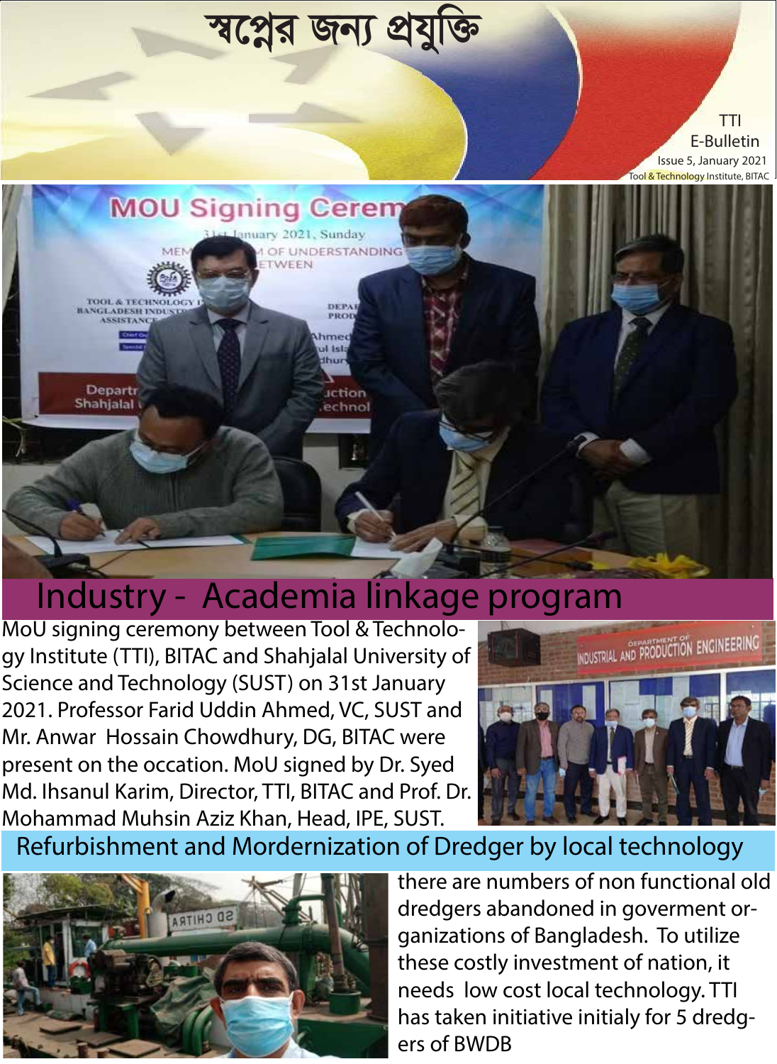# স্বপ্নের জন্য প্রযুক্তি

TTI
E-Bulletin
Issue 5, January 2021
Tool & Technology Institute, BITAC

## Industry - Academia linkage program

MoU signing ceremony between Tool & Technology Institute (TTI), BITAC and Shahjalal University of Science and Technology (SUST) on 31st January 2021. Professor Farid Uddin Ahmed, VC, SUST and Mr. Anwar Hossain Chowdhury, DG, BITAC were present on the occation. MoU signed by Dr. Syed Md. Ihsanul Karim, Director, TTI, BITAC and Prof. Dr. Mohammad Muhsin Aziz Khan, Head, IPE, SUST.

## Refurbishment and Mordernization of Dredger by local technology

there are numbers of non functional old dredgers abandoned in goverment organizations of Bangladesh. To utilize these costly investment of nation, it needs low cost local technology. TTI has taken initiative initialy for 5 dredgers of BWDB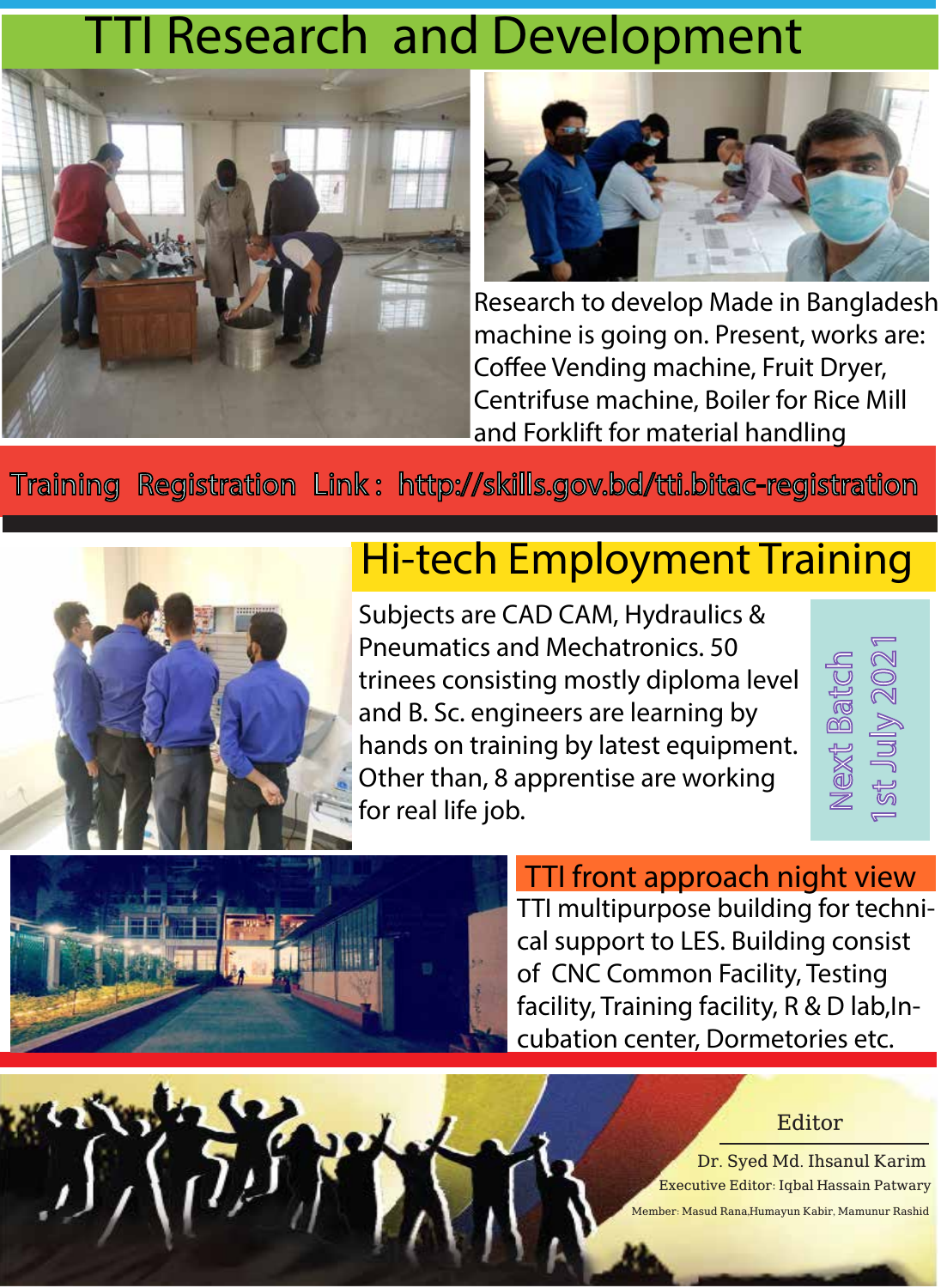# TTI Research and Development

Research to develop Made in Bangladesh machine is going on. Present, works are: Coffee Vending machine, Fruit Dryer, Centrifuse machine, Boiler for Rice Mill and Forklift for material handling

**Training Registration Link : http://skills.gov.bd/tti.bitac-registration**

## Hi-tech Employment Training

Subjects are CAD CAM, Hydraulics & Pneumatics and Mechatronics. 50 trinees consisting mostly diploma level and B. Sc. engineers are learning by hands on training by latest equipment. Other than, 8 apprentise are working for real life job.

Next Batch
1st July 2021

## TTI front approach night view

TTI multipurpose building for technical support to LES. Building consist of CNC Common Facility, Testing facility, Training facility, R & D lab, Incubation center, Dormetories etc.

Editor

Dr. Syed Md. Ihsanul Karim

Executive Editor: Iqbal Hassain Patwary

Member: Masud Rana, Humayun Kabir, Mamunur Rashid